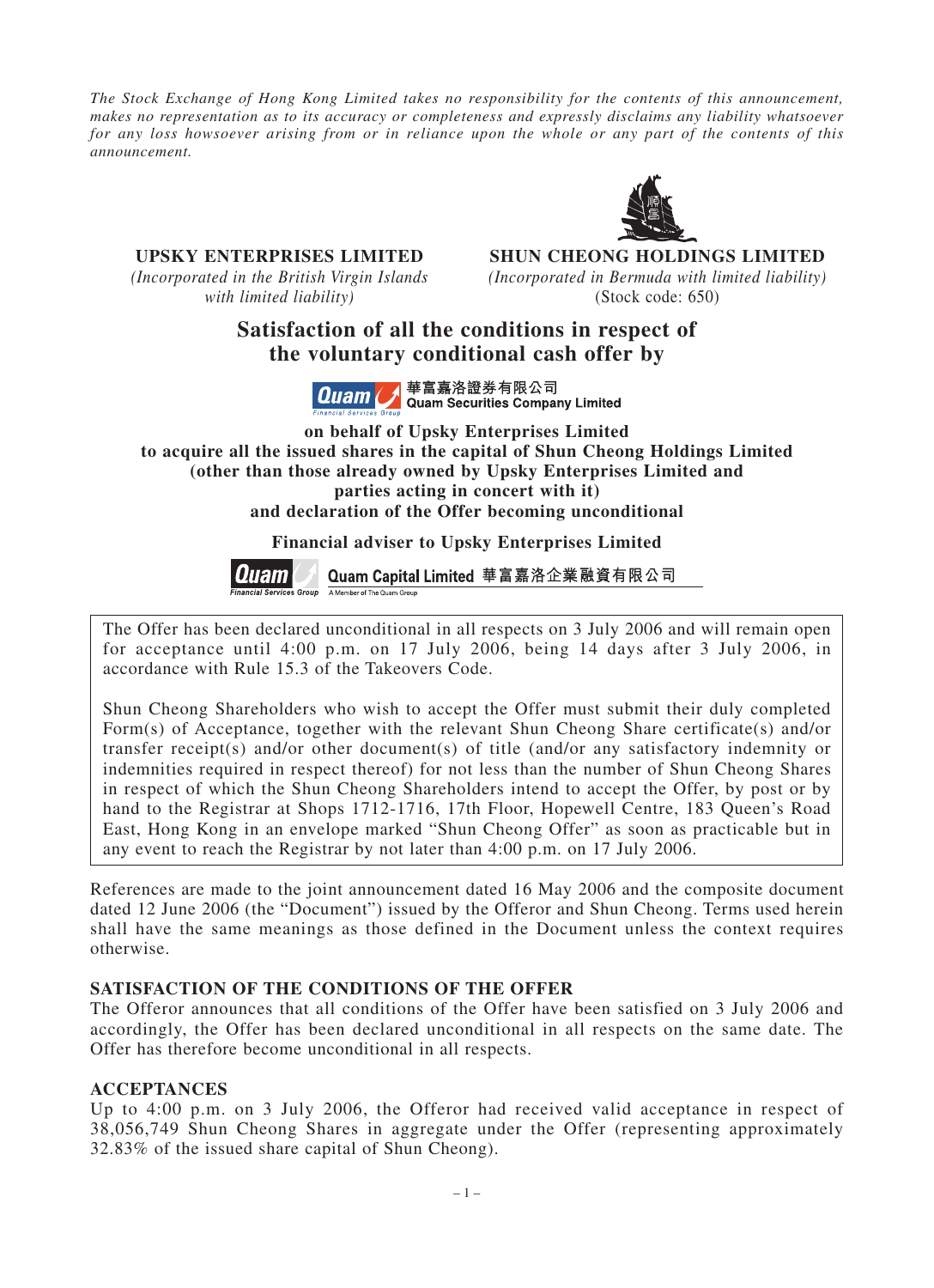*The Stock Exchange of Hong Kong Limited takes no responsibility for the contents of this announcement, makes no representation as to its accuracy or completeness and expressly disclaims any liability whatsoever for any loss howsoever arising from or in reliance upon the whole or any part of the contents of this announcement.*

**UPSKY ENTERPRISES LIMITED**
*(Incorporated in the British Virgin Islands with limited liability)*

**SHUN CHEONG HOLDINGS LIMITED**
*(Incorporated in Bermuda with limited liability)*
(Stock code: 650)

# Satisfaction of all the conditions in respect of the voluntary conditional cash offer by

**華富嘉洛證券有限公司**
**Quam Securities Company Limited**

**on behalf of Upsky Enterprises Limited to acquire all the issued shares in the capital of Shun Cheong Holdings Limited (other than those already owned by Upsky Enterprises Limited and parties acting in concert with it) and declaration of the Offer becoming unconditional**

**Financial adviser to Upsky Enterprises Limited**

**Quam Capital Limited 華富嘉洛企業融資有限公司**

The Offer has been declared unconditional in all respects on 3 July 2006 and will remain open for acceptance until 4:00 p.m. on 17 July 2006, being 14 days after 3 July 2006, in accordance with Rule 15.3 of the Takeovers Code.

Shun Cheong Shareholders who wish to accept the Offer must submit their duly completed Form(s) of Acceptance, together with the relevant Shun Cheong Share certificate(s) and/or transfer receipt(s) and/or other document(s) of title (and/or any satisfactory indemnity or indemnities required in respect thereof) for not less than the number of Shun Cheong Shares in respect of which the Shun Cheong Shareholders intend to accept the Offer, by post or by hand to the Registrar at Shops 1712-1716, 17th Floor, Hopewell Centre, 183 Queen's Road East, Hong Kong in an envelope marked "Shun Cheong Offer" as soon as practicable but in any event to reach the Registrar by not later than 4:00 p.m. on 17 July 2006.

References are made to the joint announcement dated 16 May 2006 and the composite document dated 12 June 2006 (the "Document") issued by the Offeror and Shun Cheong. Terms used herein shall have the same meanings as those defined in the Document unless the context requires otherwise.

## SATISFACTION OF THE CONDITIONS OF THE OFFER

The Offeror announces that all conditions of the Offer have been satisfied on 3 July 2006 and accordingly, the Offer has been declared unconditional in all respects on the same date. The Offer has therefore become unconditional in all respects.

## ACCEPTANCES

Up to 4:00 p.m. on 3 July 2006, the Offeror had received valid acceptance in respect of 38,056,749 Shun Cheong Shares in aggregate under the Offer (representing approximately 32.83% of the issued share capital of Shun Cheong).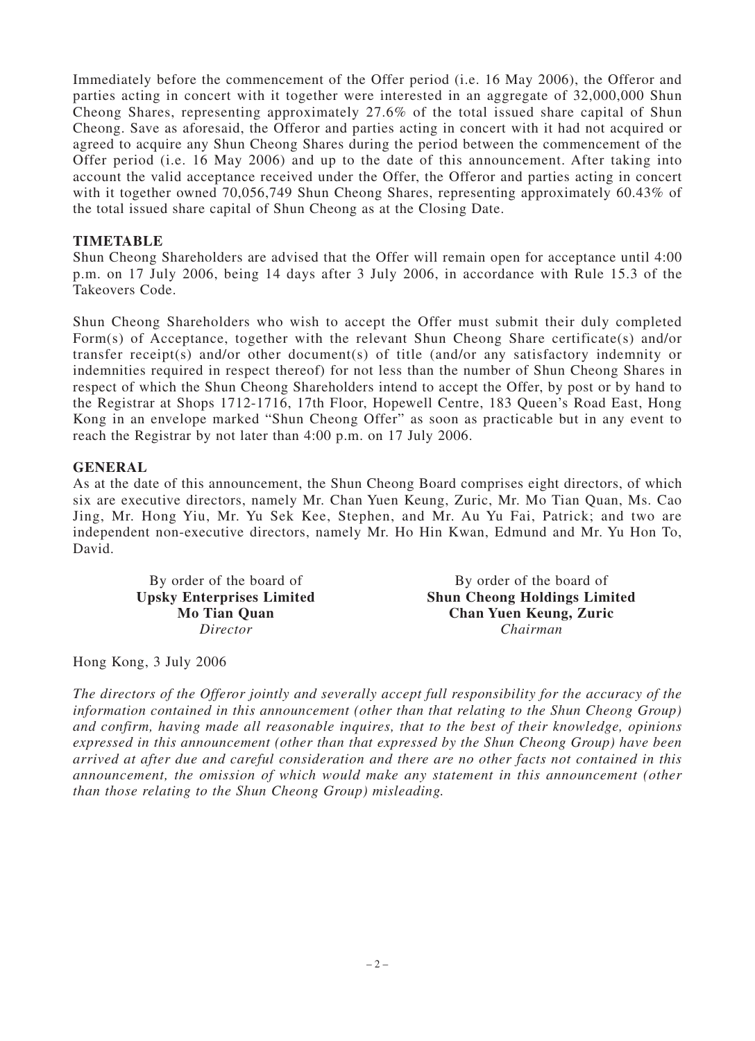Immediately before the commencement of the Offer period (i.e. 16 May 2006), the Offeror and parties acting in concert with it together were interested in an aggregate of 32,000,000 Shun Cheong Shares, representing approximately 27.6% of the total issued share capital of Shun Cheong. Save as aforesaid, the Offeror and parties acting in concert with it had not acquired or agreed to acquire any Shun Cheong Shares during the period between the commencement of the Offer period (i.e. 16 May 2006) and up to the date of this announcement. After taking into account the valid acceptance received under the Offer, the Offeror and parties acting in concert with it together owned 70,056,749 Shun Cheong Shares, representing approximately 60.43% of the total issued share capital of Shun Cheong as at the Closing Date.

## TIMETABLE

Shun Cheong Shareholders are advised that the Offer will remain open for acceptance until 4:00 p.m. on 17 July 2006, being 14 days after 3 July 2006, in accordance with Rule 15.3 of the Takeovers Code.

Shun Cheong Shareholders who wish to accept the Offer must submit their duly completed Form(s) of Acceptance, together with the relevant Shun Cheong Share certificate(s) and/or transfer receipt(s) and/or other document(s) of title (and/or any satisfactory indemnity or indemnities required in respect thereof) for not less than the number of Shun Cheong Shares in respect of which the Shun Cheong Shareholders intend to accept the Offer, by post or by hand to the Registrar at Shops 1712-1716, 17th Floor, Hopewell Centre, 183 Queen's Road East, Hong Kong in an envelope marked "Shun Cheong Offer" as soon as practicable but in any event to reach the Registrar by not later than 4:00 p.m. on 17 July 2006.

## GENERAL

As at the date of this announcement, the Shun Cheong Board comprises eight directors, of which six are executive directors, namely Mr. Chan Yuen Keung, Zuric, Mr. Mo Tian Quan, Ms. Cao Jing, Mr. Hong Yiu, Mr. Yu Sek Kee, Stephen, and Mr. Au Yu Fai, Patrick; and two are independent non-executive directors, namely Mr. Ho Hin Kwan, Edmund and Mr. Yu Hon To, David.

By order of the board of
**Upsky Enterprises Limited**
**Mo Tian Quan**
*Director*

By order of the board of
**Shun Cheong Holdings Limited**
**Chan Yuen Keung, Zuric**
*Chairman*

Hong Kong, 3 July 2006

*The directors of the Offeror jointly and severally accept full responsibility for the accuracy of the information contained in this announcement (other than that relating to the Shun Cheong Group) and confirm, having made all reasonable inquires, that to the best of their knowledge, opinions expressed in this announcement (other than that expressed by the Shun Cheong Group) have been arrived at after due and careful consideration and there are no other facts not contained in this announcement, the omission of which would make any statement in this announcement (other than those relating to the Shun Cheong Group) misleading.*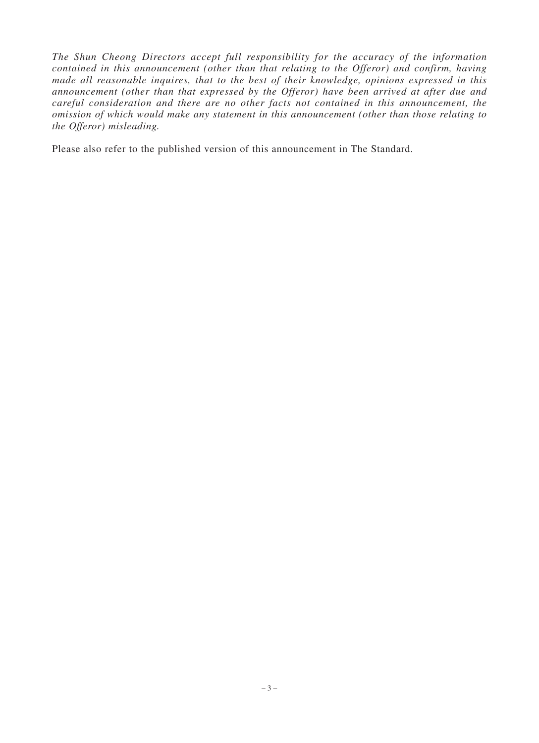*The Shun Cheong Directors accept full responsibility for the accuracy of the information contained in this announcement (other than that relating to the Offeror) and confirm, having made all reasonable inquires, that to the best of their knowledge, opinions expressed in this announcement (other than that expressed by the Offeror) have been arrived at after due and careful consideration and there are no other facts not contained in this announcement, the omission of which would make any statement in this announcement (other than those relating to the Offeror) misleading.*

Please also refer to the published version of this announcement in The Standard.